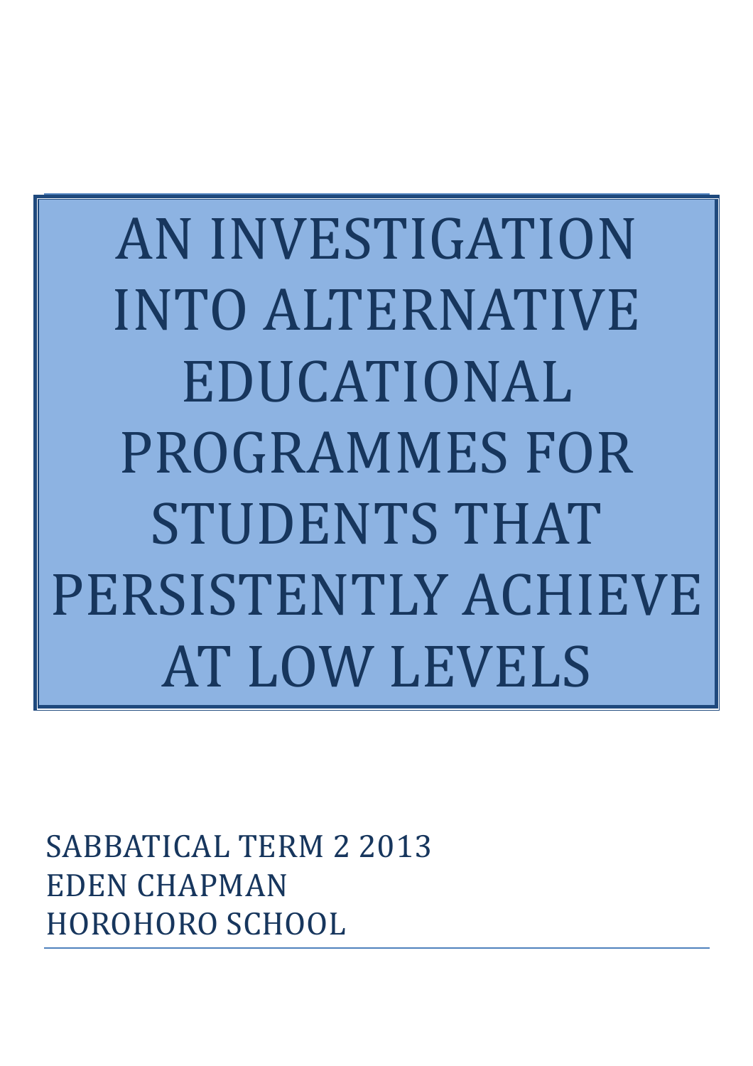# AN INVESTIGATION INTO ALTERNATIVE EDUCATIONAL PROGRAMMES FOR STUDENTS THAT PERSISTENTLY ACHIEVE AT LOW LEVELS

SABBATICAL TERM 2 2013
EDEN CHAPMAN
HOROHORO SCHOOL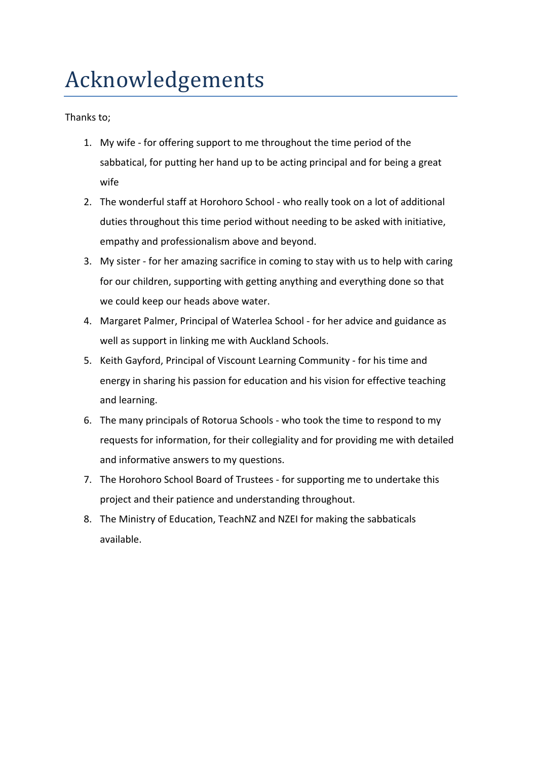# Acknowledgements

Thanks to;

1. My wife - for offering support to me throughout the time period of the sabbatical, for putting her hand up to be acting principal and for being a great wife
2. The wonderful staff at Horohoro School - who really took on a lot of additional duties throughout this time period without needing to be asked with initiative, empathy and professionalism above and beyond.
3. My sister - for her amazing sacrifice in coming to stay with us to help with caring for our children, supporting with getting anything and everything done so that we could keep our heads above water.
4. Margaret Palmer, Principal of Waterlea School - for her advice and guidance as well as support in linking me with Auckland Schools.
5. Keith Gayford, Principal of Viscount Learning Community - for his time and energy in sharing his passion for education and his vision for effective teaching and learning.
6. The many principals of Rotorua Schools - who took the time to respond to my requests for information, for their collegiality and for providing me with detailed and informative answers to my questions.
7. The Horohoro School Board of Trustees - for supporting me to undertake this project and their patience and understanding throughout.
8. The Ministry of Education, TeachNZ and NZEI for making the sabbaticals available.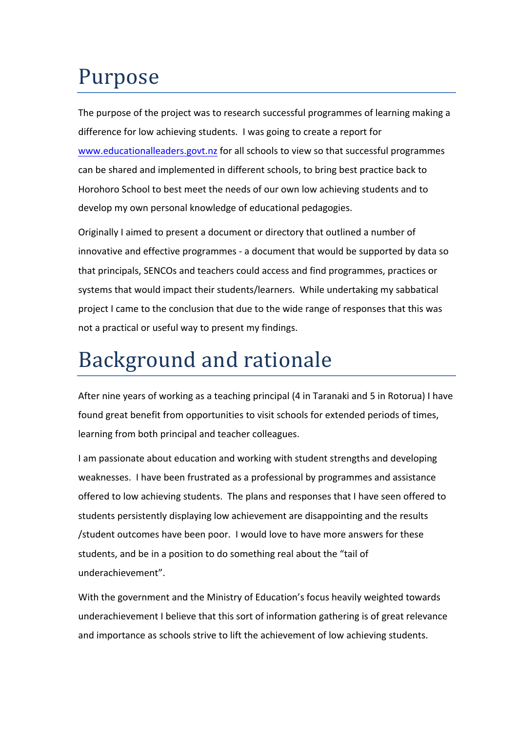# Purpose

The purpose of the project was to research successful programmes of learning making a difference for low achieving students. I was going to create a report for www.educationalleaders.govt.nz for all schools to view so that successful programmes can be shared and implemented in different schools, to bring best practice back to Horohoro School to best meet the needs of our own low achieving students and to develop my own personal knowledge of educational pedagogies.

Originally I aimed to present a document or directory that outlined a number of innovative and effective programmes - a document that would be supported by data so that principals, SENCOs and teachers could access and find programmes, practices or systems that would impact their students/learners. While undertaking my sabbatical project I came to the conclusion that due to the wide range of responses that this was not a practical or useful way to present my findings.

# Background and rationale

After nine years of working as a teaching principal (4 in Taranaki and 5 in Rotorua) I have found great benefit from opportunities to visit schools for extended periods of times, learning from both principal and teacher colleagues.

I am passionate about education and working with student strengths and developing weaknesses. I have been frustrated as a professional by programmes and assistance offered to low achieving students. The plans and responses that I have seen offered to students persistently displaying low achievement are disappointing and the results /student outcomes have been poor. I would love to have more answers for these students, and be in a position to do something real about the "tail of underachievement".

With the government and the Ministry of Education's focus heavily weighted towards underachievement I believe that this sort of information gathering is of great relevance and importance as schools strive to lift the achievement of low achieving students.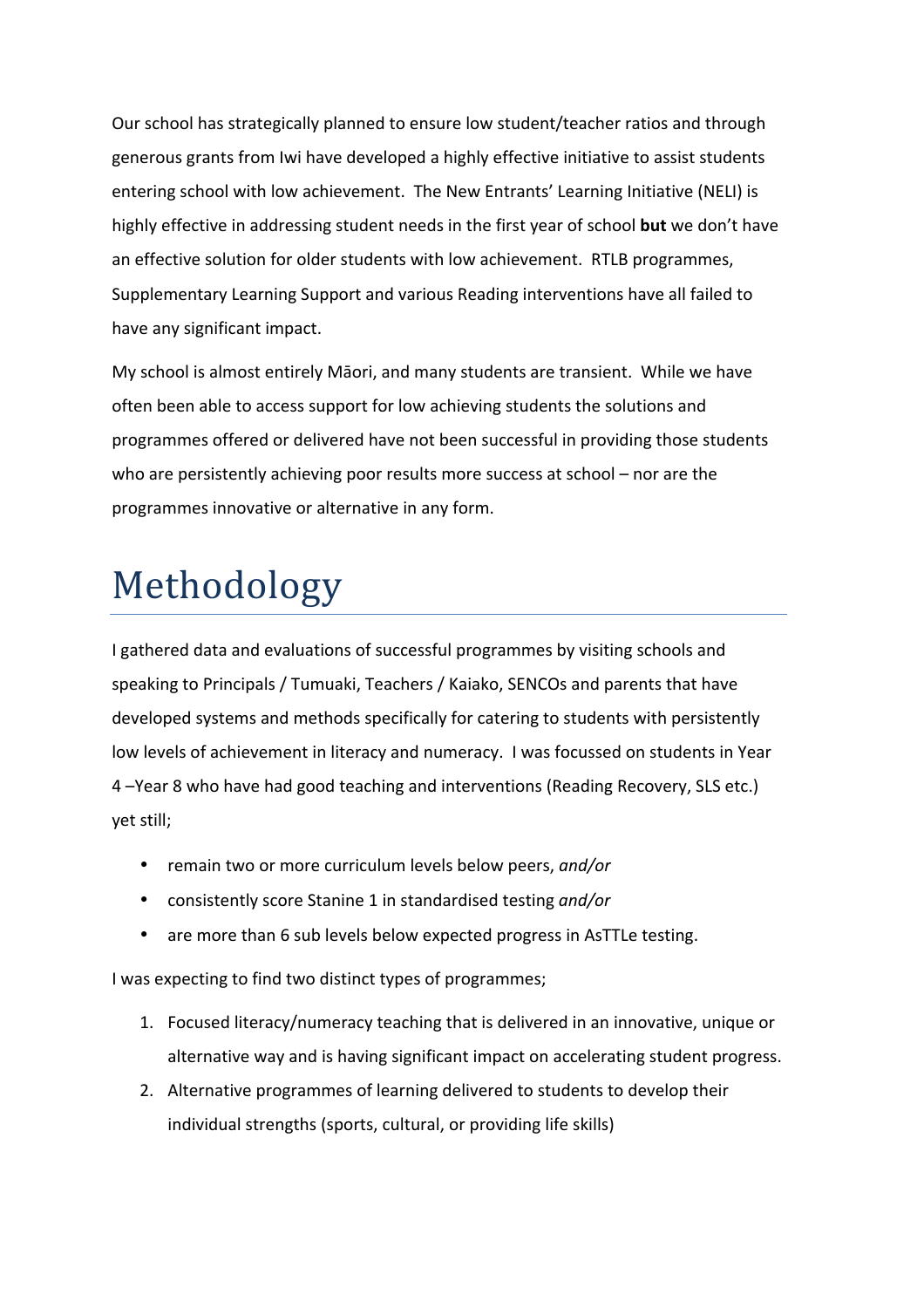Our school has strategically planned to ensure low student/teacher ratios and through generous grants from Iwi have developed a highly effective initiative to assist students entering school with low achievement. The New Entrants' Learning Initiative (NELI) is highly effective in addressing student needs in the first year of school **but** we don't have an effective solution for older students with low achievement. RTLB programmes, Supplementary Learning Support and various Reading interventions have all failed to have any significant impact.

My school is almost entirely Māori, and many students are transient. While we have often been able to access support for low achieving students the solutions and programmes offered or delivered have not been successful in providing those students who are persistently achieving poor results more success at school – nor are the programmes innovative or alternative in any form.

# Methodology

I gathered data and evaluations of successful programmes by visiting schools and speaking to Principals / Tumuaki, Teachers / Kaiako, SENCOs and parents that have developed systems and methods specifically for catering to students with persistently low levels of achievement in literacy and numeracy. I was focussed on students in Year 4 –Year 8 who have had good teaching and interventions (Reading Recovery, SLS etc.) yet still;

- remain two or more curriculum levels below peers, *and/or*
- consistently score Stanine 1 in standardised testing *and/or*
- are more than 6 sub levels below expected progress in AsTTLe testing.

I was expecting to find two distinct types of programmes;

1. Focused literacy/numeracy teaching that is delivered in an innovative, unique or alternative way and is having significant impact on accelerating student progress.
2. Alternative programmes of learning delivered to students to develop their individual strengths (sports, cultural, or providing life skills)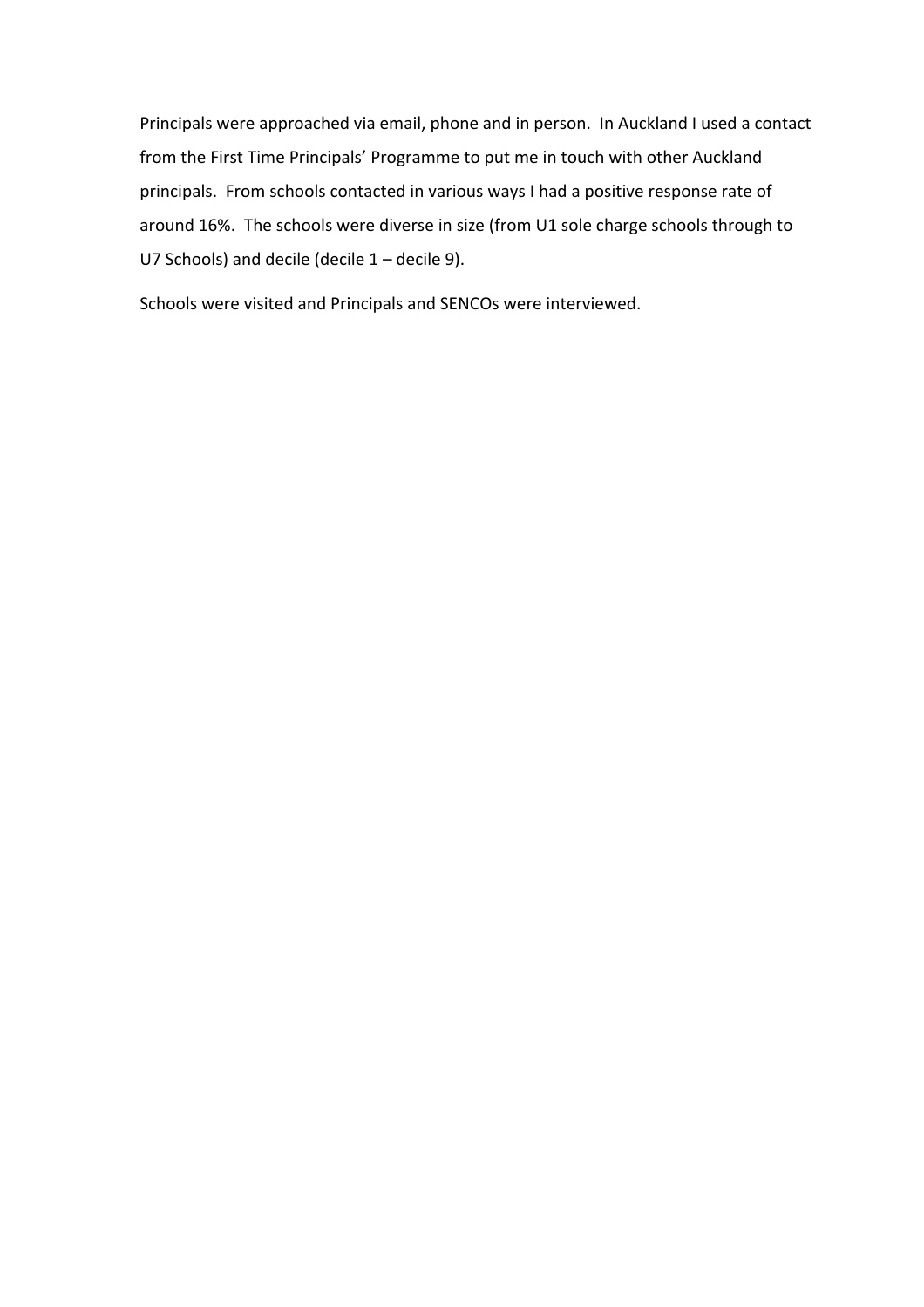Principals were approached via email, phone and in person. In Auckland I used a contact from the First Time Principals' Programme to put me in touch with other Auckland principals. From schools contacted in various ways I had a positive response rate of around 16%. The schools were diverse in size (from U1 sole charge schools through to U7 Schools) and decile (decile 1 – decile 9).

Schools were visited and Principals and SENCOs were interviewed.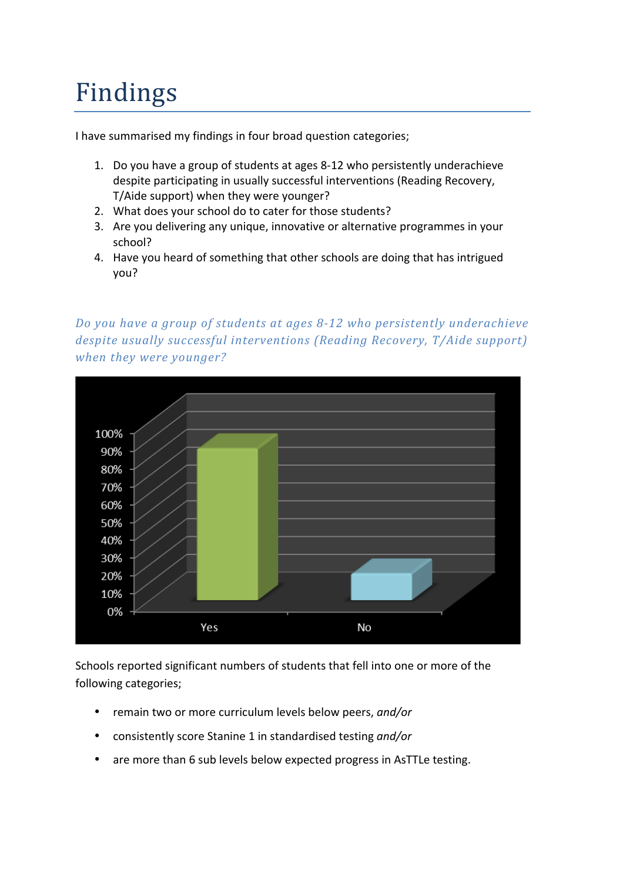# Findings

I have summarised my findings in four broad question categories;

1. Do you have a group of students at ages 8-12 who persistently underachieve despite participating in usually successful interventions (Reading Recovery, T/Aide support) when they were younger?
2. What does your school do to cater for those students?
3. Are you delivering any unique, innovative or alternative programmes in your school?
4. Have you heard of something that other schools are doing that has intrigued you?

## *Do you have a group of students at ages 8-12 who persistently underachieve despite usually successful interventions (Reading Recovery, T/Aide support) when they were younger?*

Schools reported significant numbers of students that fell into one or more of the following categories;

- remain two or more curriculum levels below peers, *and/or*
- consistently score Stanine 1 in standardised testing *and/or*
- are more than 6 sub levels below expected progress in AsTTLe testing.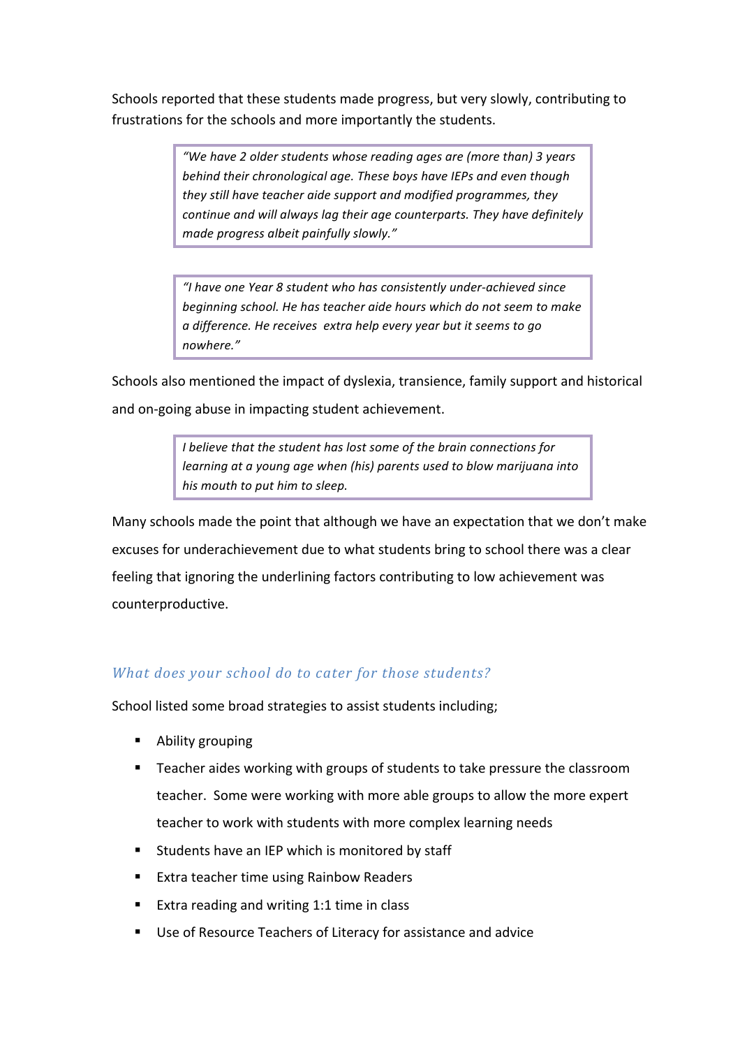Schools reported that these students made progress, but very slowly, contributing to frustrations for the schools and more importantly the students.

> *"We have 2 older students whose reading ages are (more than) 3 years behind their chronological age. These boys have IEPs and even though they still have teacher aide support and modified programmes, they continue and will always lag their age counterparts. They have definitely made progress albeit painfully slowly."*

> *"I have one Year 8 student who has consistently under-achieved since beginning school. He has teacher aide hours which do not seem to make a difference. He receives extra help every year but it seems to go nowhere."*

Schools also mentioned the impact of dyslexia, transience, family support and historical and on-going abuse in impacting student achievement.

> *I believe that the student has lost some of the brain connections for learning at a young age when (his) parents used to blow marijuana into his mouth to put him to sleep.*

Many schools made the point that although we have an expectation that we don't make excuses for underachievement due to what students bring to school there was a clear feeling that ignoring the underlining factors contributing to low achievement was counterproductive.

### *What does your school do to cater for those students?*

School listed some broad strategies to assist students including;

- Ability grouping
- Teacher aides working with groups of students to take pressure the classroom teacher. Some were working with more able groups to allow the more expert teacher to work with students with more complex learning needs
- Students have an IEP which is monitored by staff
- Extra teacher time using Rainbow Readers
- Extra reading and writing 1:1 time in class
- Use of Resource Teachers of Literacy for assistance and advice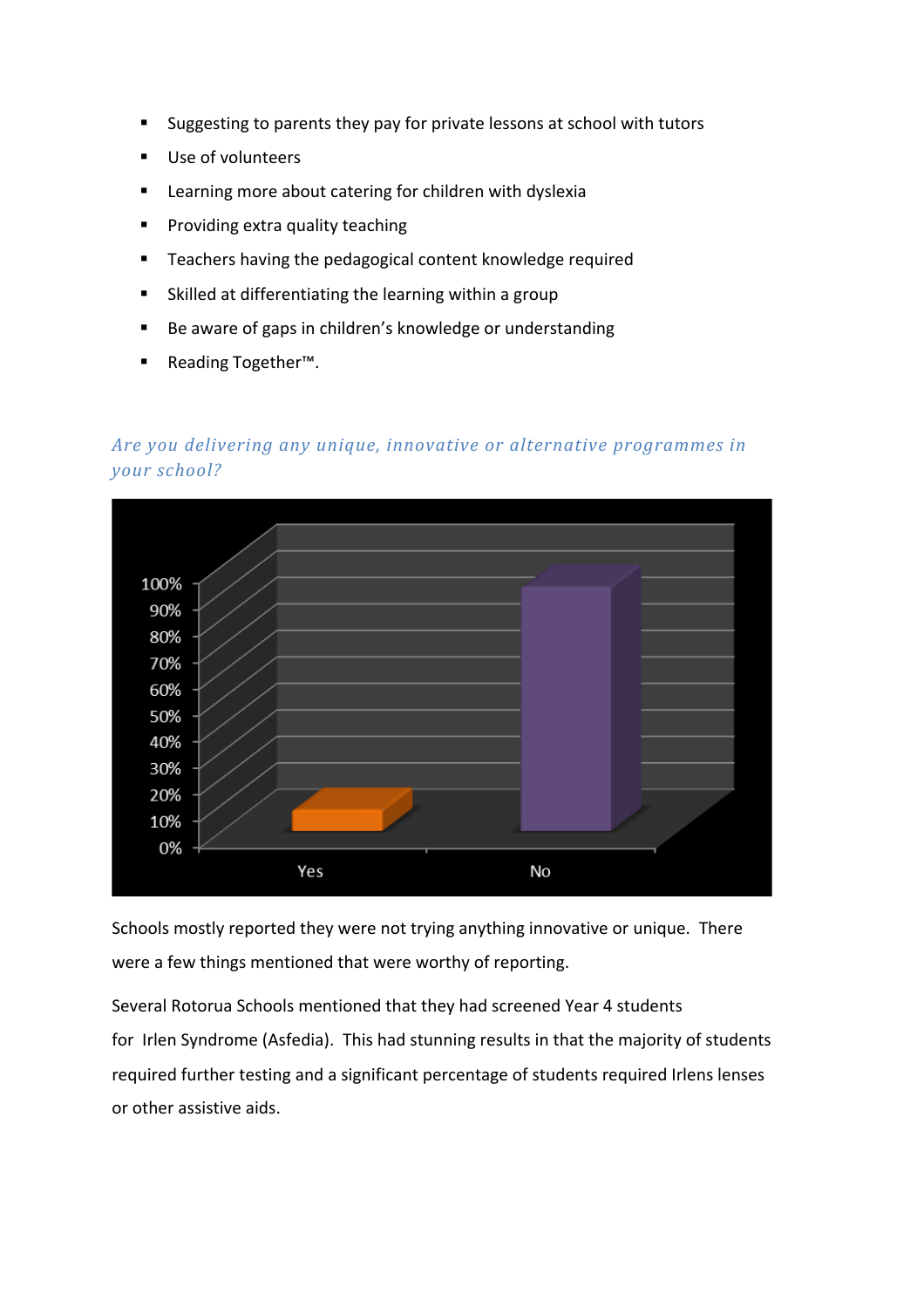- Suggesting to parents they pay for private lessons at school with tutors
- Use of volunteers
- Learning more about catering for children with dyslexia
- Providing extra quality teaching
- Teachers having the pedagogical content knowledge required
- Skilled at differentiating the learning within a group
- Be aware of gaps in children's knowledge or understanding
- Reading Together™.

### *Are you delivering any unique, innovative or alternative programmes in your school?*

Schools mostly reported they were not trying anything innovative or unique. There were a few things mentioned that were worthy of reporting.

Several Rotorua Schools mentioned that they had screened Year 4 students for Irlen Syndrome (Asfedia). This had stunning results in that the majority of students required further testing and a significant percentage of students required Irlens lenses or other assistive aids.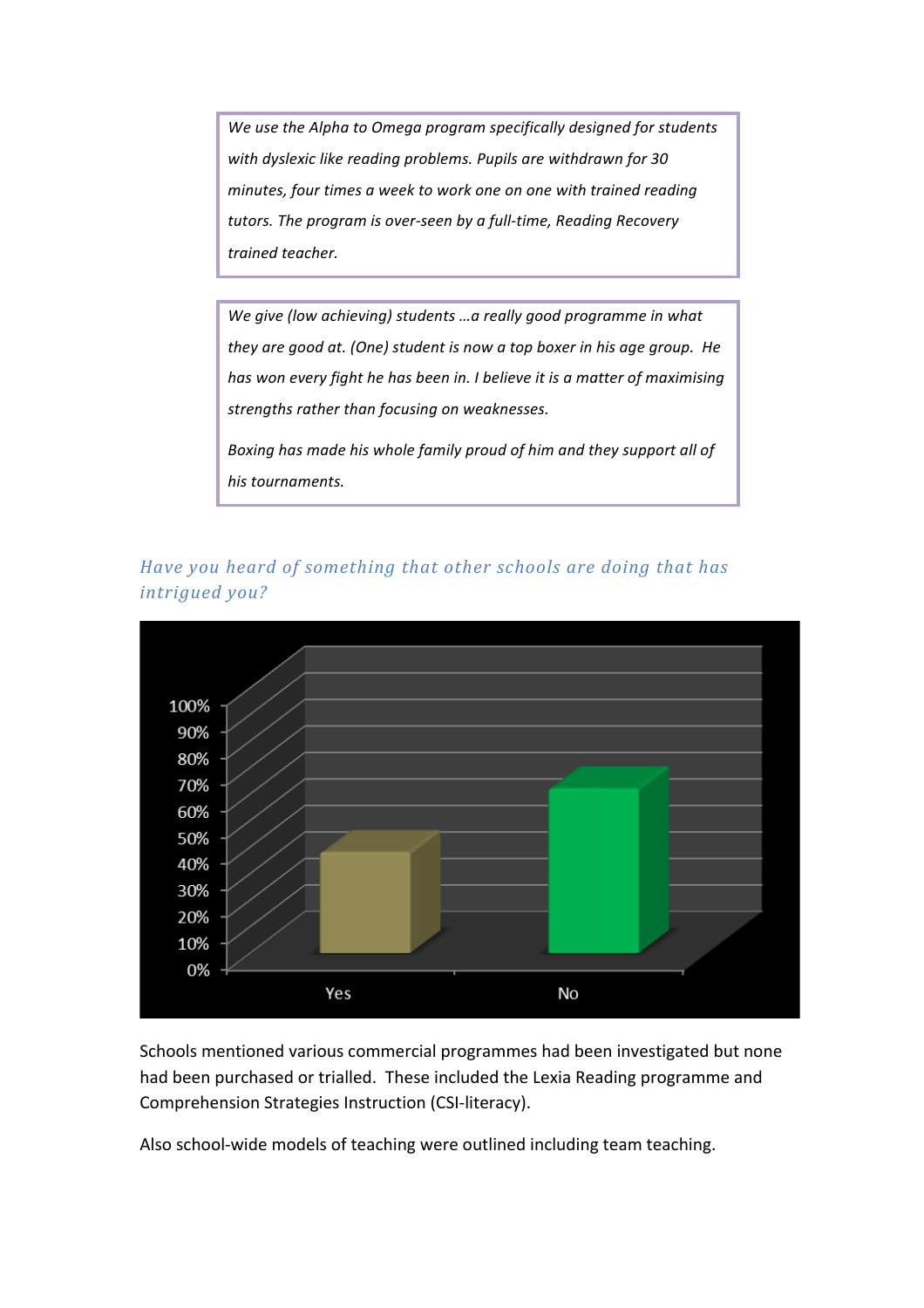> *We use the Alpha to Omega program specifically designed for students with dyslexic like reading problems. Pupils are withdrawn for 30 minutes, four times a week to work one on one with trained reading tutors. The program is over-seen by a full-time, Reading Recovery trained teacher.*

> *We give (low achieving) students …a really good programme in what they are good at. (One) student is now a top boxer in his age group. He has won every fight he has been in. I believe it is a matter of maximising strengths rather than focusing on weaknesses.*
>
> *Boxing has made his whole family proud of him and they support all of his tournaments.*

### *Have you heard of something that other schools are doing that has intrigued you?*

Schools mentioned various commercial programmes had been investigated but none had been purchased or trialled. These included the Lexia Reading programme and Comprehension Strategies Instruction (CSI-literacy).

Also school-wide models of teaching were outlined including team teaching.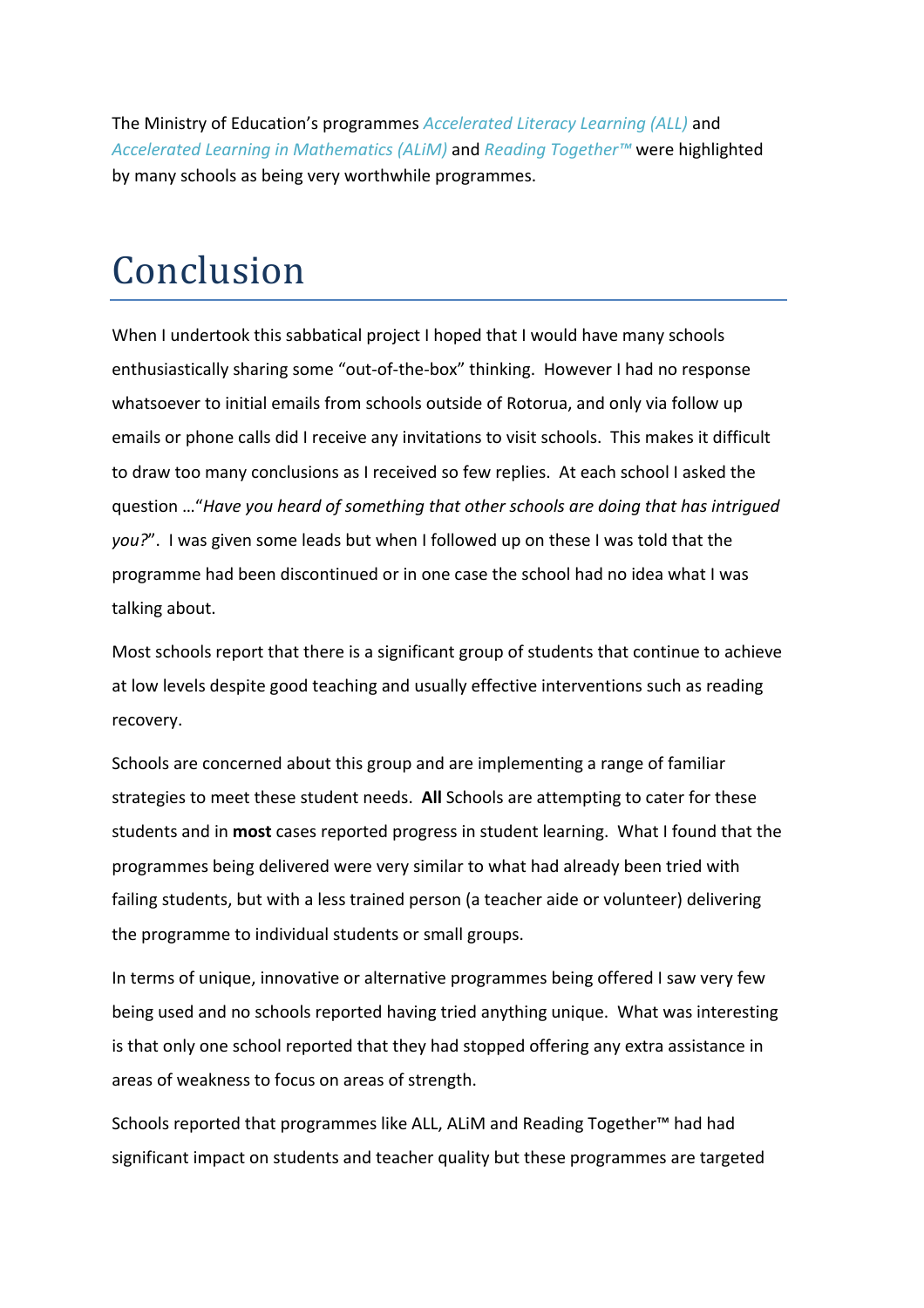The Ministry of Education's programmes *Accelerated Literacy Learning (ALL)* and *Accelerated Learning in Mathematics (ALiM)* and *Reading Together™* were highlighted by many schools as being very worthwhile programmes.

# Conclusion

When I undertook this sabbatical project I hoped that I would have many schools enthusiastically sharing some "out-of-the-box" thinking. However I had no response whatsoever to initial emails from schools outside of Rotorua, and only via follow up emails or phone calls did I receive any invitations to visit schools. This makes it difficult to draw too many conclusions as I received so few replies. At each school I asked the question …"*Have you heard of something that other schools are doing that has intrigued you?*". I was given some leads but when I followed up on these I was told that the programme had been discontinued or in one case the school had no idea what I was talking about.

Most schools report that there is a significant group of students that continue to achieve at low levels despite good teaching and usually effective interventions such as reading recovery.

Schools are concerned about this group and are implementing a range of familiar strategies to meet these student needs. **All** Schools are attempting to cater for these students and in **most** cases reported progress in student learning. What I found that the programmes being delivered were very similar to what had already been tried with failing students, but with a less trained person (a teacher aide or volunteer) delivering the programme to individual students or small groups.

In terms of unique, innovative or alternative programmes being offered I saw very few being used and no schools reported having tried anything unique. What was interesting is that only one school reported that they had stopped offering any extra assistance in areas of weakness to focus on areas of strength.

Schools reported that programmes like ALL, ALiM and Reading Together™ had had significant impact on students and teacher quality but these programmes are targeted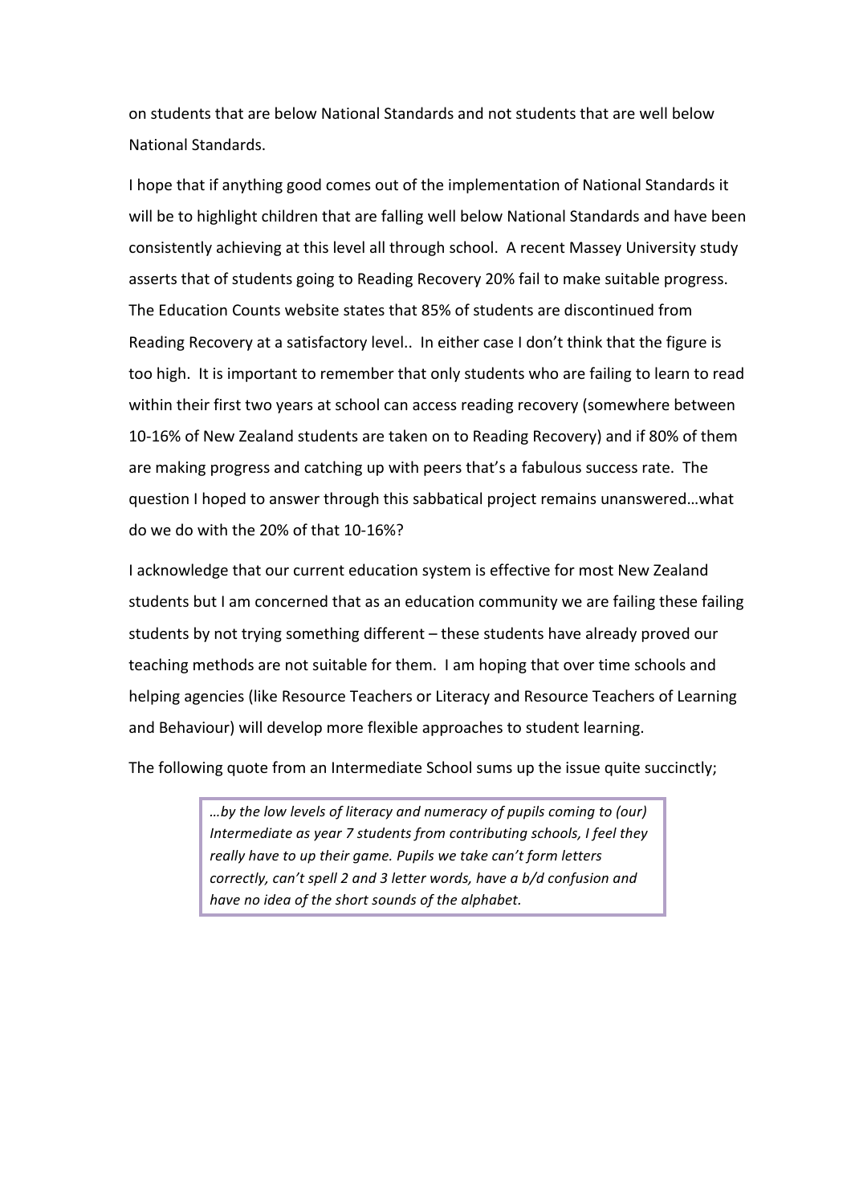on students that are below National Standards and not students that are well below National Standards.

I hope that if anything good comes out of the implementation of National Standards it will be to highlight children that are falling well below National Standards and have been consistently achieving at this level all through school. A recent Massey University study asserts that of students going to Reading Recovery 20% fail to make suitable progress. The Education Counts website states that 85% of students are discontinued from Reading Recovery at a satisfactory level.. In either case I don't think that the figure is too high. It is important to remember that only students who are failing to learn to read within their first two years at school can access reading recovery (somewhere between 10-16% of New Zealand students are taken on to Reading Recovery) and if 80% of them are making progress and catching up with peers that's a fabulous success rate. The question I hoped to answer through this sabbatical project remains unanswered…what do we do with the 20% of that 10-16%?

I acknowledge that our current education system is effective for most New Zealand students but I am concerned that as an education community we are failing these failing students by not trying something different – these students have already proved our teaching methods are not suitable for them. I am hoping that over time schools and helping agencies (like Resource Teachers or Literacy and Resource Teachers of Learning and Behaviour) will develop more flexible approaches to student learning.

The following quote from an Intermediate School sums up the issue quite succinctly;

> *…by the low levels of literacy and numeracy of pupils coming to (our) Intermediate as year 7 students from contributing schools, I feel they really have to up their game. Pupils we take can't form letters correctly, can't spell 2 and 3 letter words, have a b/d confusion and have no idea of the short sounds of the alphabet.*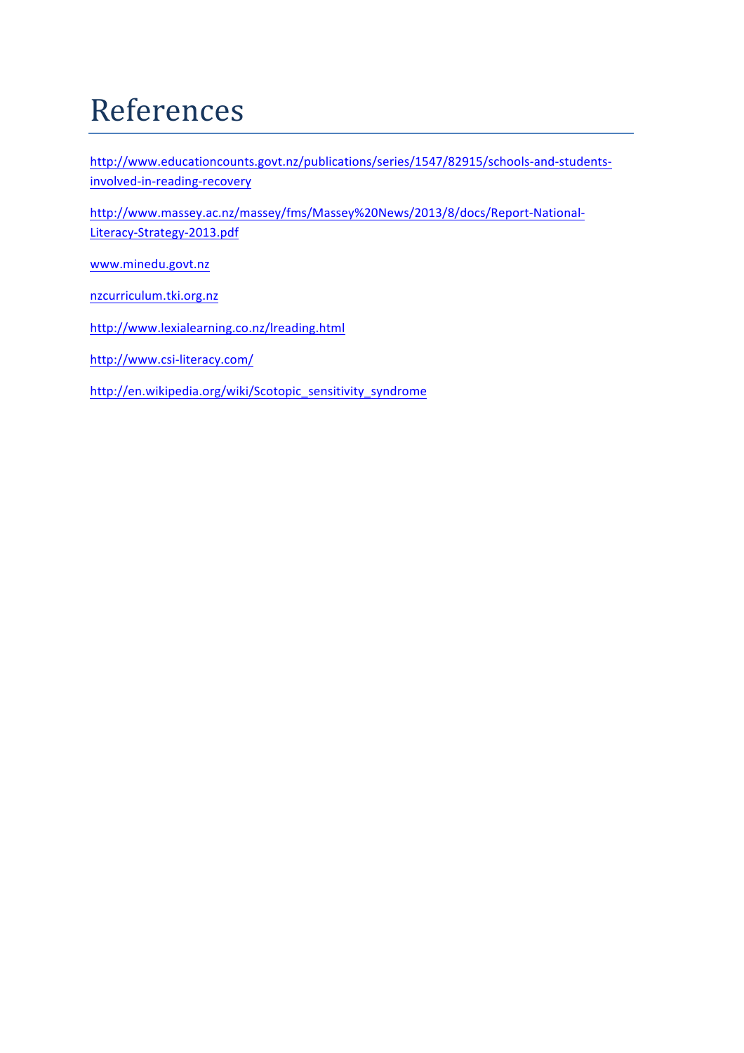# References

http://www.educationcounts.govt.nz/publications/series/1547/82915/schools-and-students-involved-in-reading-recovery

http://www.massey.ac.nz/massey/fms/Massey%20News/2013/8/docs/Report-National-Literacy-Strategy-2013.pdf

www.minedu.govt.nz

nzcurriculum.tki.org.nz

http://www.lexialearning.co.nz/lreading.html

http://www.csi-literacy.com/

http://en.wikipedia.org/wiki/Scotopic_sensitivity_syndrome